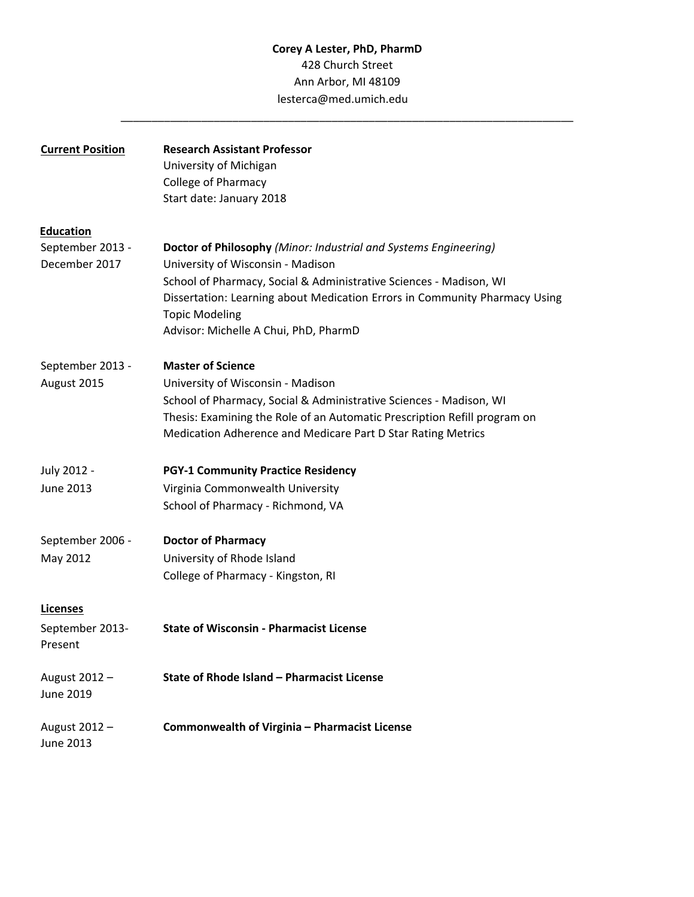**Corey A Lester, PhD, PharmD**
428 Church Street
Ann Arbor, MI 48109
lesterca@med.umich.edu

---

## Current Position

**Research Assistant Professor**
University of Michigan
College of Pharmacy
Start date: January 2018

## Education

September 2013 - December 2017
**Doctor of Philosophy** *(Minor: Industrial and Systems Engineering)*
University of Wisconsin - Madison
School of Pharmacy, Social & Administrative Sciences - Madison, WI
Dissertation: Learning about Medication Errors in Community Pharmacy Using Topic Modeling
Advisor: Michelle A Chui, PhD, PharmD

September 2013 - August 2015
**Master of Science**
University of Wisconsin - Madison
School of Pharmacy, Social & Administrative Sciences - Madison, WI
Thesis: Examining the Role of an Automatic Prescription Refill program on Medication Adherence and Medicare Part D Star Rating Metrics

July 2012 - June 2013
**PGY-1 Community Practice Residency**
Virginia Commonwealth University
School of Pharmacy - Richmond, VA

September 2006 - May 2012
**Doctor of Pharmacy**
University of Rhode Island
College of Pharmacy - Kingston, RI

## Licenses

September 2013- Present
**State of Wisconsin - Pharmacist License**

August 2012 – June 2019
**State of Rhode Island – Pharmacist License**

August 2012 – June 2013
**Commonwealth of Virginia – Pharmacist License**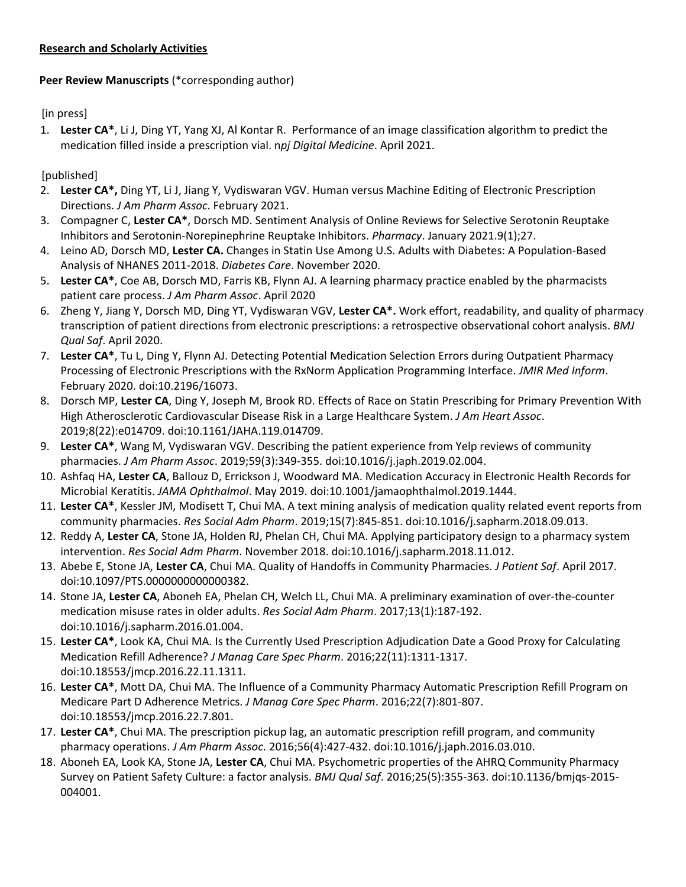**Research and Scholarly Activities**

**Peer Review Manuscripts** (*corresponding author)

[in press]

1. **Lester CA***, Li J, Ding YT, Yang XJ, Al Kontar R. Performance of an image classification algorithm to predict the medication filled inside a prescription vial. n*pj Digital Medicine*. April 2021.

[published]

2. **Lester CA*,** Ding YT, Li J, Jiang Y, Vydiswaran VGV. Human versus Machine Editing of Electronic Prescription Directions. *J Am Pharm Assoc*. February 2021.
3. Compagner C, **Lester CA***, Dorsch MD. Sentiment Analysis of Online Reviews for Selective Serotonin Reuptake Inhibitors and Serotonin-Norepinephrine Reuptake Inhibitors. *Pharmacy*. January 2021.9(1);27.
4. Leino AD, Dorsch MD, **Lester CA.** Changes in Statin Use Among U.S. Adults with Diabetes: A Population-Based Analysis of NHANES 2011-2018. *Diabetes Care*. November 2020.
5. **Lester CA***, Coe AB, Dorsch MD, Farris KB, Flynn AJ. A learning pharmacy practice enabled by the pharmacists patient care process. *J Am Pharm Assoc*. April 2020
6. Zheng Y, Jiang Y, Dorsch MD, Ding YT, Vydiswaran VGV, **Lester CA*.** Work effort, readability, and quality of pharmacy transcription of patient directions from electronic prescriptions: a retrospective observational cohort analysis. *BMJ Qual Saf*. April 2020.
7. **Lester CA***, Tu L, Ding Y, Flynn AJ. Detecting Potential Medication Selection Errors during Outpatient Pharmacy Processing of Electronic Prescriptions with the RxNorm Application Programming Interface. *JMIR Med Inform*. February 2020. doi:10.2196/16073.
8. Dorsch MP, **Lester CA**, Ding Y, Joseph M, Brook RD. Effects of Race on Statin Prescribing for Primary Prevention With High Atherosclerotic Cardiovascular Disease Risk in a Large Healthcare System. *J Am Heart Assoc*. 2019;8(22):e014709. doi:10.1161/JAHA.119.014709.
9. **Lester CA***, Wang M, Vydiswaran VGV. Describing the patient experience from Yelp reviews of community pharmacies. *J Am Pharm Assoc*. 2019;59(3):349-355. doi:10.1016/j.japh.2019.02.004.
10. Ashfaq HA, **Lester CA**, Ballouz D, Errickson J, Woodward MA. Medication Accuracy in Electronic Health Records for Microbial Keratitis. *JAMA Ophthalmol*. May 2019. doi:10.1001/jamaophthalmol.2019.1444.
11. **Lester CA***, Kessler JM, Modisett T, Chui MA. A text mining analysis of medication quality related event reports from community pharmacies. *Res Social Adm Pharm*. 2019;15(7):845-851. doi:10.1016/j.sapharm.2018.09.013.
12. Reddy A, **Lester CA**, Stone JA, Holden RJ, Phelan CH, Chui MA. Applying participatory design to a pharmacy system intervention. *Res Social Adm Pharm*. November 2018. doi:10.1016/j.sapharm.2018.11.012.
13. Abebe E, Stone JA, **Lester CA**, Chui MA. Quality of Handoffs in Community Pharmacies. *J Patient Saf*. April 2017. doi:10.1097/PTS.0000000000000382.
14. Stone JA, **Lester CA**, Aboneh EA, Phelan CH, Welch LL, Chui MA. A preliminary examination of over-the-counter medication misuse rates in older adults. *Res Social Adm Pharm*. 2017;13(1):187-192. doi:10.1016/j.sapharm.2016.01.004.
15. **Lester CA***, Look KA, Chui MA. Is the Currently Used Prescription Adjudication Date a Good Proxy for Calculating Medication Refill Adherence? *J Manag Care Spec Pharm*. 2016;22(11):1311-1317. doi:10.18553/jmcp.2016.22.11.1311.
16. **Lester CA***, Mott DA, Chui MA. The Influence of a Community Pharmacy Automatic Prescription Refill Program on Medicare Part D Adherence Metrics. *J Manag Care Spec Pharm*. 2016;22(7):801-807. doi:10.18553/jmcp.2016.22.7.801.
17. **Lester CA***, Chui MA. The prescription pickup lag, an automatic prescription refill program, and community pharmacy operations. *J Am Pharm Assoc*. 2016;56(4):427-432. doi:10.1016/j.japh.2016.03.010.
18. Aboneh EA, Look KA, Stone JA, **Lester CA**, Chui MA. Psychometric properties of the AHRQ Community Pharmacy Survey on Patient Safety Culture: a factor analysis. *BMJ Qual Saf*. 2016;25(5):355-363. doi:10.1136/bmjqs-2015-004001.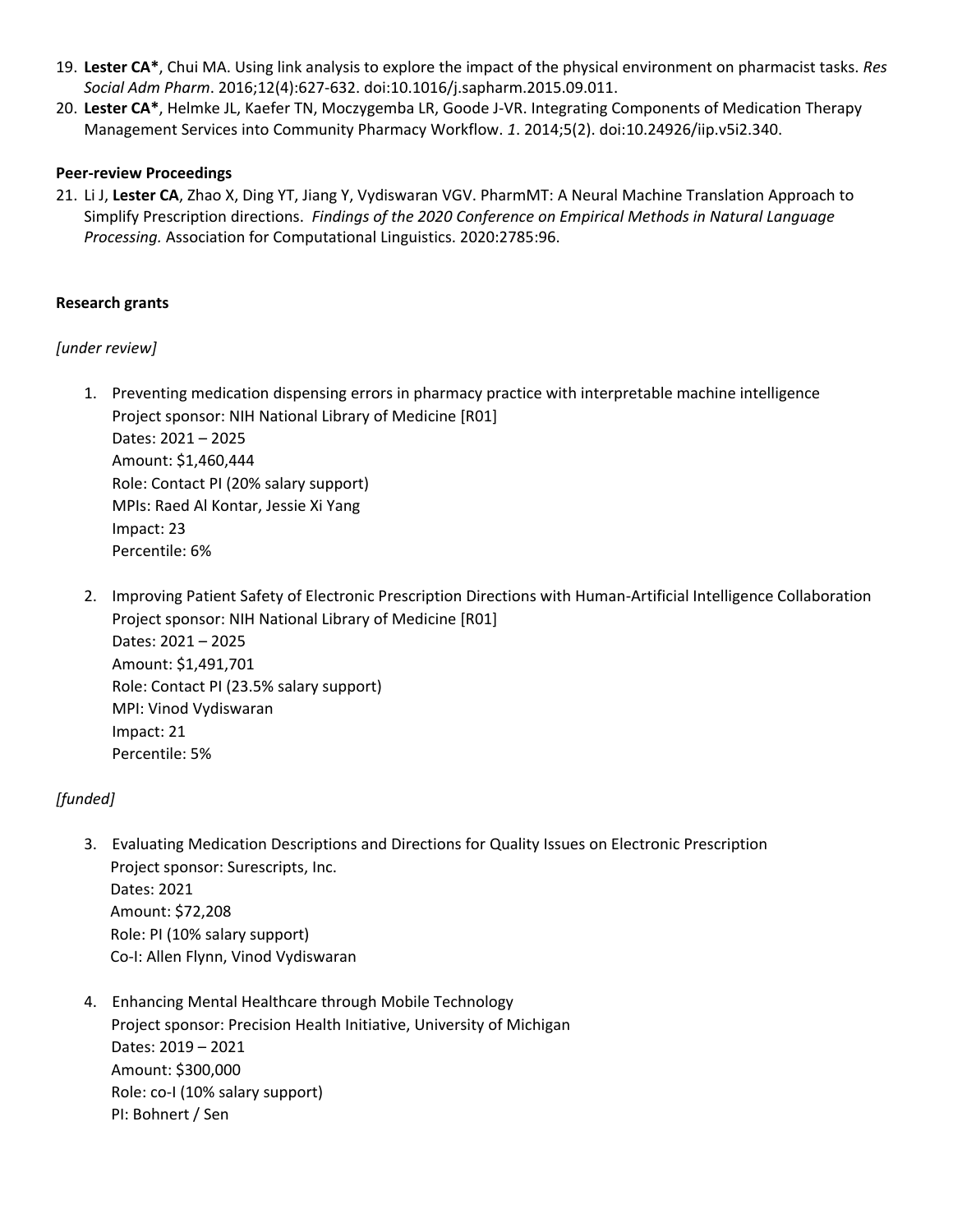19. **Lester CA***, Chui MA. Using link analysis to explore the impact of the physical environment on pharmacist tasks. *Res Social Adm Pharm*. 2016;12(4):627-632. doi:10.1016/j.sapharm.2015.09.011.
20. **Lester CA***, Helmke JL, Kaefer TN, Moczygemba LR, Goode J-VR. Integrating Components of Medication Therapy Management Services into Community Pharmacy Workflow. *1*. 2014;5(2). doi:10.24926/iip.v5i2.340.

**Peer-review Proceedings**

21. Li J, **Lester CA**, Zhao X, Ding YT, Jiang Y, Vydiswaran VGV. PharmMT: A Neural Machine Translation Approach to Simplify Prescription directions. *Findings of the 2020 Conference on Empirical Methods in Natural Language Processing.* Association for Computational Linguistics. 2020:2785:96.

**Research grants**

*[under review]*

1. Preventing medication dispensing errors in pharmacy practice with interpretable machine intelligence
   Project sponsor: NIH National Library of Medicine [R01]
   Dates: 2021 – 2025
   Amount: $1,460,444
   Role: Contact PI (20% salary support)
   MPIs: Raed Al Kontar, Jessie Xi Yang
   Impact: 23
   Percentile: 6%

2. Improving Patient Safety of Electronic Prescription Directions with Human-Artificial Intelligence Collaboration
   Project sponsor: NIH National Library of Medicine [R01]
   Dates: 2021 – 2025
   Amount: $1,491,701
   Role: Contact PI (23.5% salary support)
   MPI: Vinod Vydiswaran
   Impact: 21
   Percentile: 5%

*[funded]*

3. Evaluating Medication Descriptions and Directions for Quality Issues on Electronic Prescription
   Project sponsor: Surescripts, Inc.
   Dates: 2021
   Amount: $72,208
   Role: PI (10% salary support)
   Co-I: Allen Flynn, Vinod Vydiswaran

4. Enhancing Mental Healthcare through Mobile Technology
   Project sponsor: Precision Health Initiative, University of Michigan
   Dates: 2019 – 2021
   Amount: $300,000
   Role: co-I (10% salary support)
   PI: Bohnert / Sen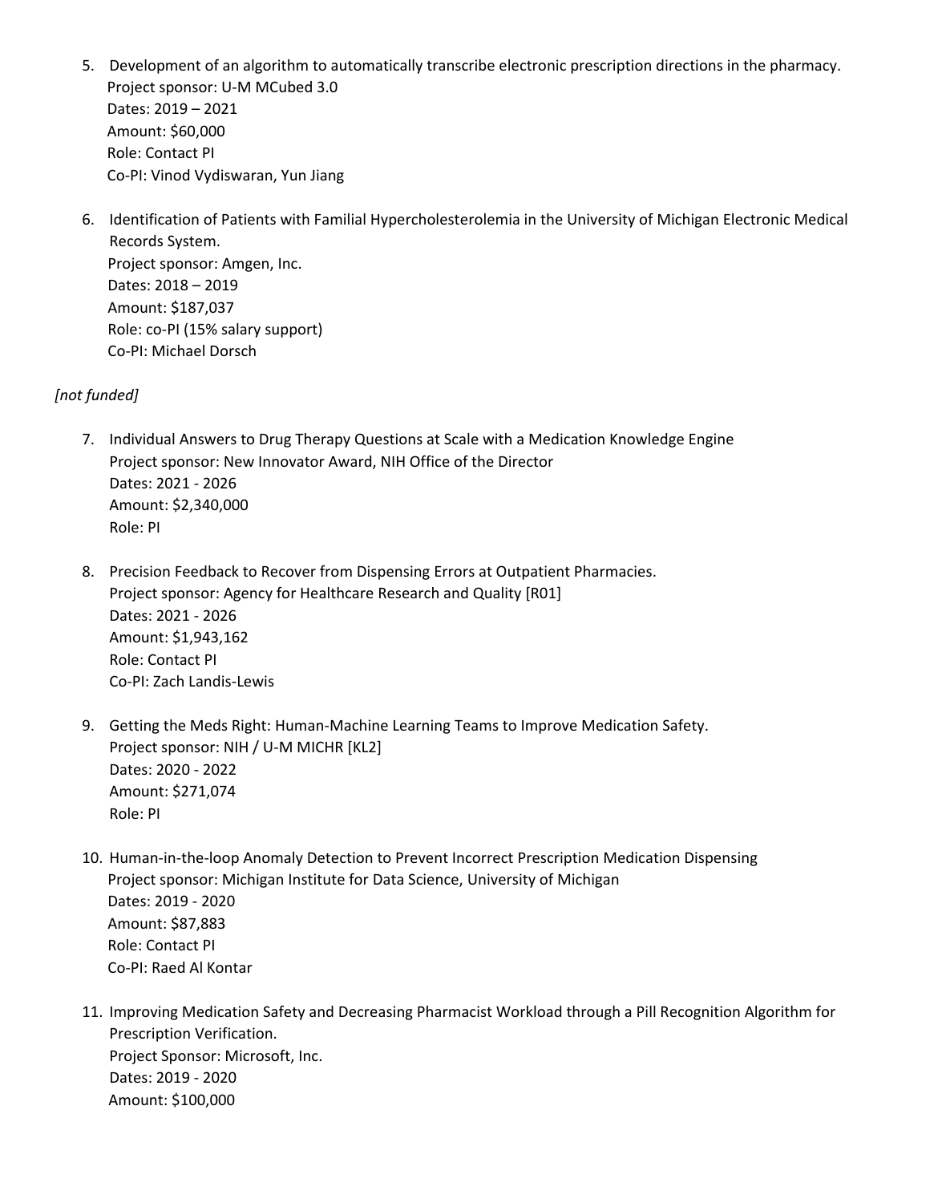5. Development of an algorithm to automatically transcribe electronic prescription directions in the pharmacy.
   Project sponsor: U-M MCubed 3.0
   Dates: 2019 – 2021
   Amount: $60,000
   Role: Contact PI
   Co-PI: Vinod Vydiswaran, Yun Jiang

6. Identification of Patients with Familial Hypercholesterolemia in the University of Michigan Electronic Medical Records System.
   Project sponsor: Amgen, Inc.
   Dates: 2018 – 2019
   Amount: $187,037
   Role: co-PI (15% salary support)
   Co-PI: Michael Dorsch

*[not funded]*

7. Individual Answers to Drug Therapy Questions at Scale with a Medication Knowledge Engine
   Project sponsor: New Innovator Award, NIH Office of the Director
   Dates: 2021 - 2026
   Amount: $2,340,000
   Role: PI

8. Precision Feedback to Recover from Dispensing Errors at Outpatient Pharmacies.
   Project sponsor: Agency for Healthcare Research and Quality [R01]
   Dates: 2021 - 2026
   Amount: $1,943,162
   Role: Contact PI
   Co-PI: Zach Landis-Lewis

9. Getting the Meds Right: Human-Machine Learning Teams to Improve Medication Safety.
   Project sponsor: NIH / U-M MICHR [KL2]
   Dates: 2020 - 2022
   Amount: $271,074
   Role: PI

10. Human-in-the-loop Anomaly Detection to Prevent Incorrect Prescription Medication Dispensing
    Project sponsor: Michigan Institute for Data Science, University of Michigan
    Dates: 2019 - 2020
    Amount: $87,883
    Role: Contact PI
    Co-PI: Raed Al Kontar

11. Improving Medication Safety and Decreasing Pharmacist Workload through a Pill Recognition Algorithm for Prescription Verification.
    Project Sponsor: Microsoft, Inc.
    Dates: 2019 - 2020
    Amount: $100,000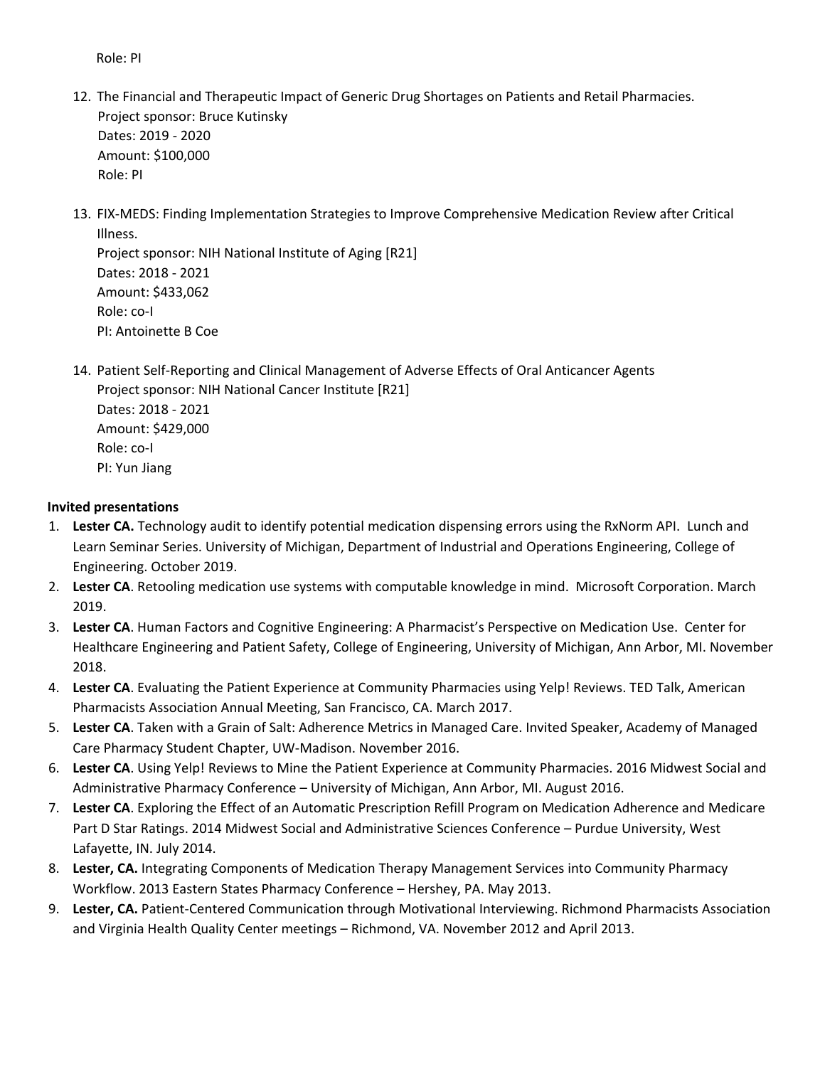Role: PI

12. The Financial and Therapeutic Impact of Generic Drug Shortages on Patients and Retail Pharmacies.
    Project sponsor: Bruce Kutinsky
    Dates: 2019 - 2020
    Amount: $100,000
    Role: PI

13. FIX-MEDS: Finding Implementation Strategies to Improve Comprehensive Medication Review after Critical Illness.
    Project sponsor: NIH National Institute of Aging [R21]
    Dates: 2018 - 2021
    Amount: $433,062
    Role: co-I
    PI: Antoinette B Coe

14. Patient Self-Reporting and Clinical Management of Adverse Effects of Oral Anticancer Agents
    Project sponsor: NIH National Cancer Institute [R21]
    Dates: 2018 - 2021
    Amount: $429,000
    Role: co-I
    PI: Yun Jiang

**Invited presentations**

1. **Lester CA.** Technology audit to identify potential medication dispensing errors using the RxNorm API. Lunch and Learn Seminar Series. University of Michigan, Department of Industrial and Operations Engineering, College of Engineering. October 2019.
2. **Lester CA**. Retooling medication use systems with computable knowledge in mind. Microsoft Corporation. March 2019.
3. **Lester CA**. Human Factors and Cognitive Engineering: A Pharmacist's Perspective on Medication Use. Center for Healthcare Engineering and Patient Safety, College of Engineering, University of Michigan, Ann Arbor, MI. November 2018.
4. **Lester CA**. Evaluating the Patient Experience at Community Pharmacies using Yelp! Reviews. TED Talk, American Pharmacists Association Annual Meeting, San Francisco, CA. March 2017.
5. **Lester CA**. Taken with a Grain of Salt: Adherence Metrics in Managed Care. Invited Speaker, Academy of Managed Care Pharmacy Student Chapter, UW-Madison. November 2016.
6. **Lester CA**. Using Yelp! Reviews to Mine the Patient Experience at Community Pharmacies. 2016 Midwest Social and Administrative Pharmacy Conference – University of Michigan, Ann Arbor, MI. August 2016.
7. **Lester CA**. Exploring the Effect of an Automatic Prescription Refill Program on Medication Adherence and Medicare Part D Star Ratings. 2014 Midwest Social and Administrative Sciences Conference – Purdue University, West Lafayette, IN. July 2014.
8. **Lester, CA.** Integrating Components of Medication Therapy Management Services into Community Pharmacy Workflow. 2013 Eastern States Pharmacy Conference – Hershey, PA. May 2013.
9. **Lester, CA.** Patient-Centered Communication through Motivational Interviewing. Richmond Pharmacists Association and Virginia Health Quality Center meetings – Richmond, VA. November 2012 and April 2013.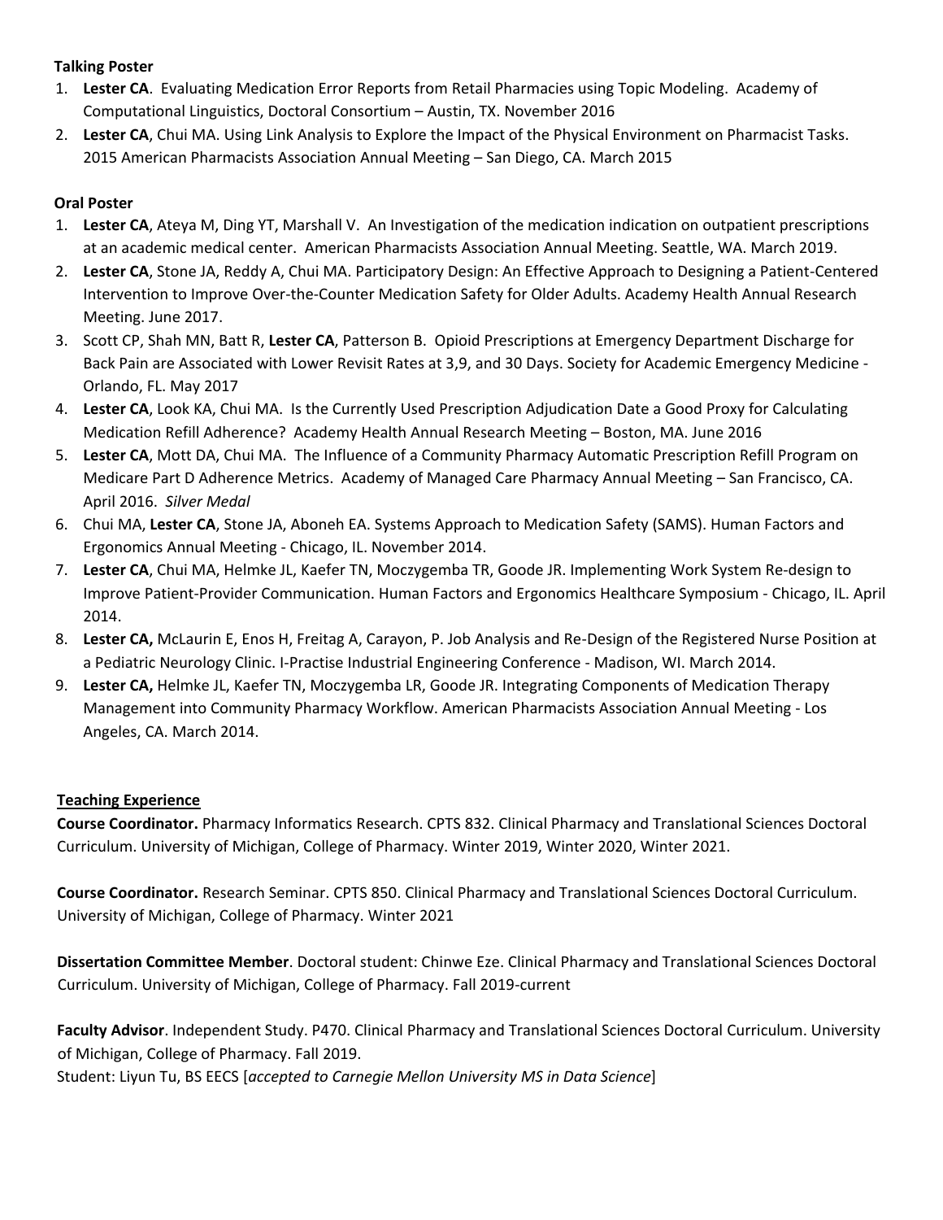**Talking Poster**

1. **Lester CA**. Evaluating Medication Error Reports from Retail Pharmacies using Topic Modeling. Academy of Computational Linguistics, Doctoral Consortium – Austin, TX. November 2016
2. **Lester CA**, Chui MA. Using Link Analysis to Explore the Impact of the Physical Environment on Pharmacist Tasks. 2015 American Pharmacists Association Annual Meeting – San Diego, CA. March 2015

**Oral Poster**

1. **Lester CA**, Ateya M, Ding YT, Marshall V. An Investigation of the medication indication on outpatient prescriptions at an academic medical center. American Pharmacists Association Annual Meeting. Seattle, WA. March 2019.
2. **Lester CA**, Stone JA, Reddy A, Chui MA. Participatory Design: An Effective Approach to Designing a Patient-Centered Intervention to Improve Over-the-Counter Medication Safety for Older Adults. Academy Health Annual Research Meeting. June 2017.
3. Scott CP, Shah MN, Batt R, **Lester CA**, Patterson B. Opioid Prescriptions at Emergency Department Discharge for Back Pain are Associated with Lower Revisit Rates at 3,9, and 30 Days. Society for Academic Emergency Medicine - Orlando, FL. May 2017
4. **Lester CA**, Look KA, Chui MA. Is the Currently Used Prescription Adjudication Date a Good Proxy for Calculating Medication Refill Adherence? Academy Health Annual Research Meeting – Boston, MA. June 2016
5. **Lester CA**, Mott DA, Chui MA. The Influence of a Community Pharmacy Automatic Prescription Refill Program on Medicare Part D Adherence Metrics. Academy of Managed Care Pharmacy Annual Meeting – San Francisco, CA. April 2016. *Silver Medal*
6. Chui MA, **Lester CA**, Stone JA, Aboneh EA. Systems Approach to Medication Safety (SAMS). Human Factors and Ergonomics Annual Meeting - Chicago, IL. November 2014.
7. **Lester CA**, Chui MA, Helmke JL, Kaefer TN, Moczygemba TR, Goode JR. Implementing Work System Re-design to Improve Patient-Provider Communication. Human Factors and Ergonomics Healthcare Symposium - Chicago, IL. April 2014.
8. **Lester CA,** McLaurin E, Enos H, Freitag A, Carayon, P. Job Analysis and Re-Design of the Registered Nurse Position at a Pediatric Neurology Clinic. I-Practise Industrial Engineering Conference - Madison, WI. March 2014.
9. **Lester CA,** Helmke JL, Kaefer TN, Moczygemba LR, Goode JR. Integrating Components of Medication Therapy Management into Community Pharmacy Workflow. American Pharmacists Association Annual Meeting - Los Angeles, CA. March 2014.

**Teaching Experience**

**Course Coordinator.** Pharmacy Informatics Research. CPTS 832. Clinical Pharmacy and Translational Sciences Doctoral Curriculum. University of Michigan, College of Pharmacy. Winter 2019, Winter 2020, Winter 2021.

**Course Coordinator.** Research Seminar. CPTS 850. Clinical Pharmacy and Translational Sciences Doctoral Curriculum. University of Michigan, College of Pharmacy. Winter 2021

**Dissertation Committee Member**. Doctoral student: Chinwe Eze. Clinical Pharmacy and Translational Sciences Doctoral Curriculum. University of Michigan, College of Pharmacy. Fall 2019-current

**Faculty Advisor**. Independent Study. P470. Clinical Pharmacy and Translational Sciences Doctoral Curriculum. University of Michigan, College of Pharmacy. Fall 2019.
Student: Liyun Tu, BS EECS [*accepted to Carnegie Mellon University MS in Data Science*]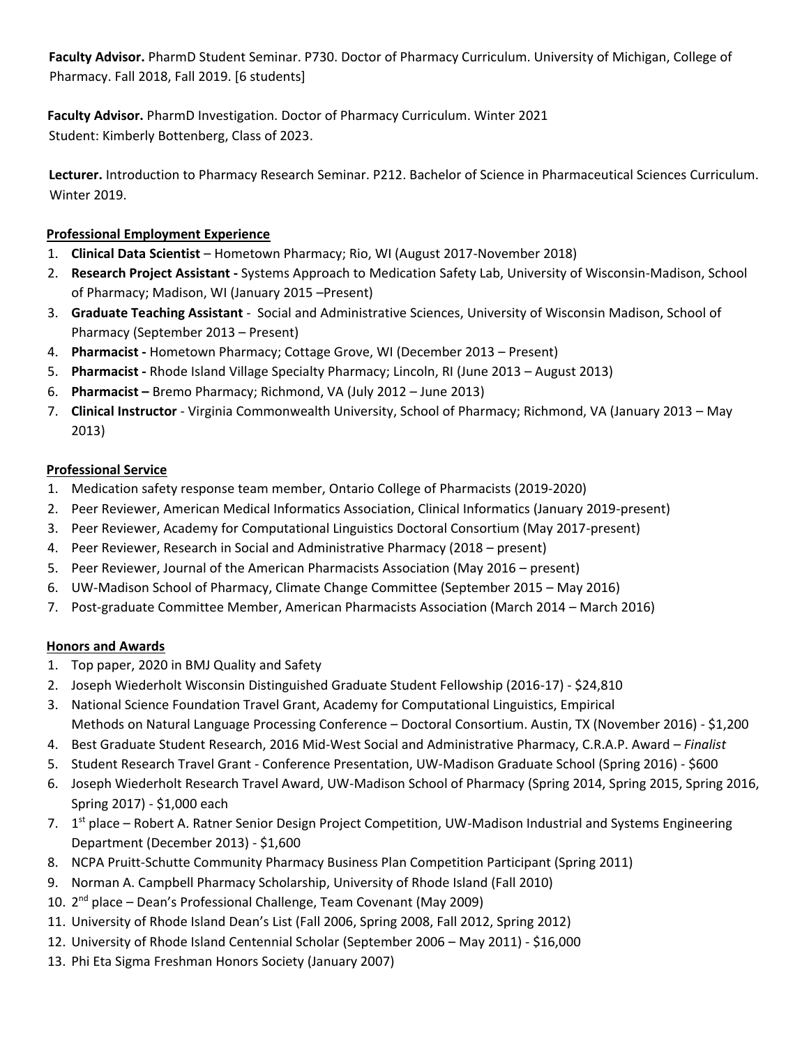**Faculty Advisor.** PharmD Student Seminar. P730. Doctor of Pharmacy Curriculum. University of Michigan, College of Pharmacy. Fall 2018, Fall 2019. [6 students]

**Faculty Advisor.** PharmD Investigation. Doctor of Pharmacy Curriculum. Winter 2021
Student: Kimberly Bottenberg, Class of 2023.

**Lecturer.** Introduction to Pharmacy Research Seminar. P212. Bachelor of Science in Pharmaceutical Sciences Curriculum. Winter 2019.

## Professional Employment Experience

1. **Clinical Data Scientist** – Hometown Pharmacy; Rio, WI (August 2017-November 2018)
2. **Research Project Assistant -** Systems Approach to Medication Safety Lab, University of Wisconsin-Madison, School of Pharmacy; Madison, WI (January 2015 –Present)
3. **Graduate Teaching Assistant** - Social and Administrative Sciences, University of Wisconsin Madison, School of Pharmacy (September 2013 – Present)
4. **Pharmacist -** Hometown Pharmacy; Cottage Grove, WI (December 2013 – Present)
5. **Pharmacist -** Rhode Island Village Specialty Pharmacy; Lincoln, RI (June 2013 – August 2013)
6. **Pharmacist –** Bremo Pharmacy; Richmond, VA (July 2012 – June 2013)
7. **Clinical Instructor** - Virginia Commonwealth University, School of Pharmacy; Richmond, VA (January 2013 – May 2013)

## Professional Service

1. Medication safety response team member, Ontario College of Pharmacists (2019-2020)
2. Peer Reviewer, American Medical Informatics Association, Clinical Informatics (January 2019-present)
3. Peer Reviewer, Academy for Computational Linguistics Doctoral Consortium (May 2017-present)
4. Peer Reviewer, Research in Social and Administrative Pharmacy (2018 – present)
5. Peer Reviewer, Journal of the American Pharmacists Association (May 2016 – present)
6. UW-Madison School of Pharmacy, Climate Change Committee (September 2015 – May 2016)
7. Post-graduate Committee Member, American Pharmacists Association (March 2014 – March 2016)

## Honors and Awards

1. Top paper, 2020 in BMJ Quality and Safety
2. Joseph Wiederholt Wisconsin Distinguished Graduate Student Fellowship (2016-17) - $24,810
3. National Science Foundation Travel Grant, Academy for Computational Linguistics, Empirical Methods on Natural Language Processing Conference – Doctoral Consortium. Austin, TX (November 2016) - $1,200
4. Best Graduate Student Research, 2016 Mid-West Social and Administrative Pharmacy, C.R.A.P. Award – *Finalist*
5. Student Research Travel Grant - Conference Presentation, UW-Madison Graduate School (Spring 2016) - $600
6. Joseph Wiederholt Research Travel Award, UW-Madison School of Pharmacy (Spring 2014, Spring 2015, Spring 2016, Spring 2017) - $1,000 each
7. 1st place – Robert A. Ratner Senior Design Project Competition, UW-Madison Industrial and Systems Engineering Department (December 2013) - $1,600
8. NCPA Pruitt-Schutte Community Pharmacy Business Plan Competition Participant (Spring 2011)
9. Norman A. Campbell Pharmacy Scholarship, University of Rhode Island (Fall 2010)
10. 2nd place – Dean's Professional Challenge, Team Covenant (May 2009)
11. University of Rhode Island Dean's List (Fall 2006, Spring 2008, Fall 2012, Spring 2012)
12. University of Rhode Island Centennial Scholar (September 2006 – May 2011) - $16,000
13. Phi Eta Sigma Freshman Honors Society (January 2007)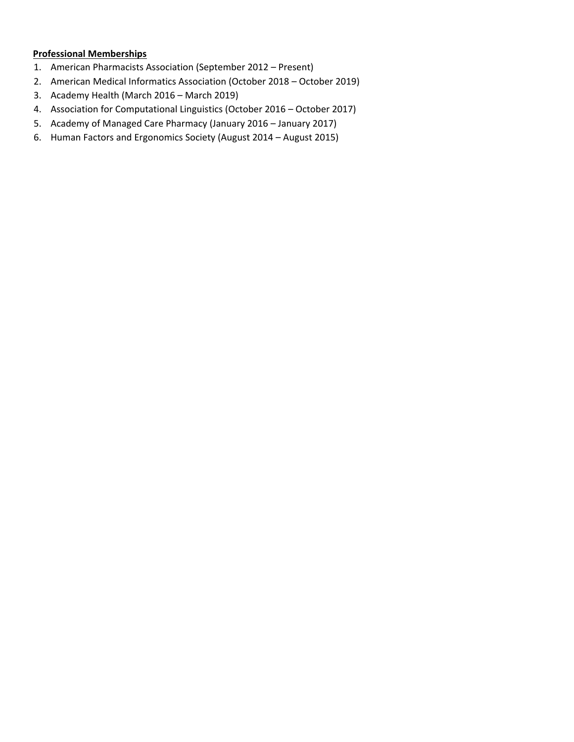**Professional Memberships**

1. American Pharmacists Association (September 2012 – Present)
2. American Medical Informatics Association (October 2018 – October 2019)
3. Academy Health (March 2016 – March 2019)
4. Association for Computational Linguistics (October 2016 – October 2017)
5. Academy of Managed Care Pharmacy (January 2016 – January 2017)
6. Human Factors and Ergonomics Society (August 2014 – August 2015)